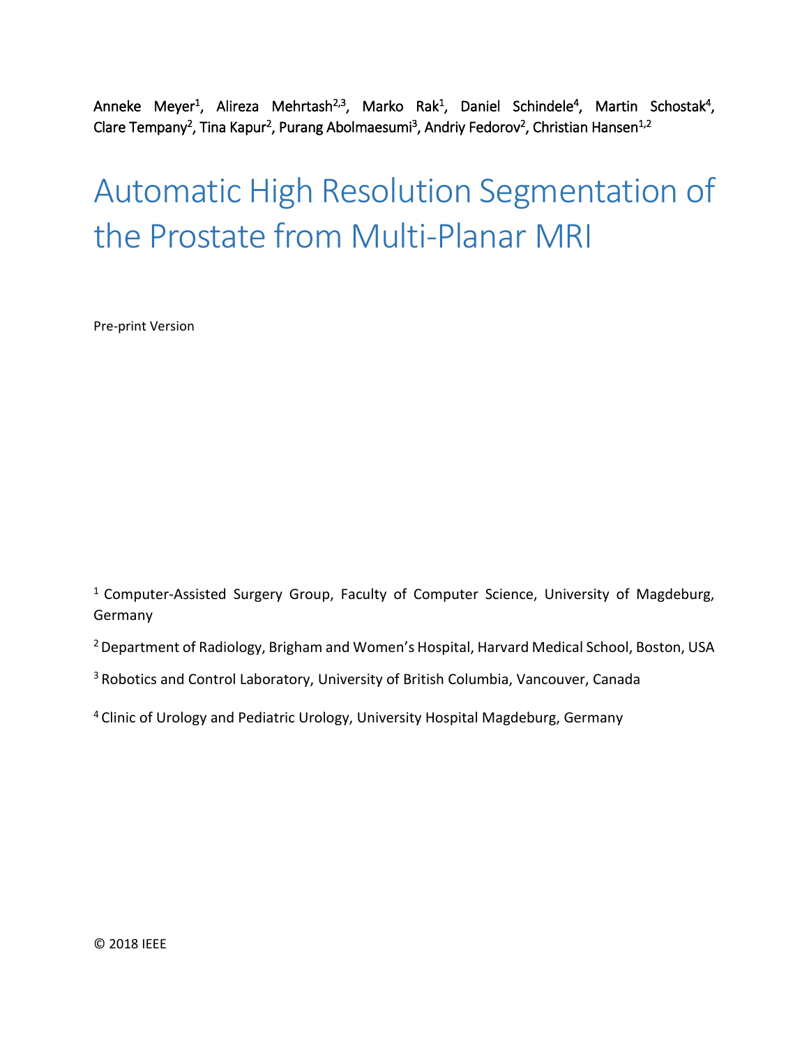Anneke Meyer[1], Alireza Mehrtash[2,3], Marko Rak[1], Daniel Schindele[4], Martin Schostak[4], Clare Tempany[2], Tina Kapur[2], Purang Abolmaesumi[3], Andriy Fedorov[2], Christian Hansen[1,2]

# Automatic High Resolution Segmentation of the Prostate from Multi-Planar MRI

Pre-print Version

[1] Computer-Assisted Surgery Group, Faculty of Computer Science, University of Magdeburg, Germany

[2] Department of Radiology, Brigham and Women's Hospital, Harvard Medical School, Boston, USA

[3] Robotics and Control Laboratory, University of British Columbia, Vancouver, Canada

[4] Clinic of Urology and Pediatric Urology, University Hospital Magdeburg, Germany

© 2018 IEEE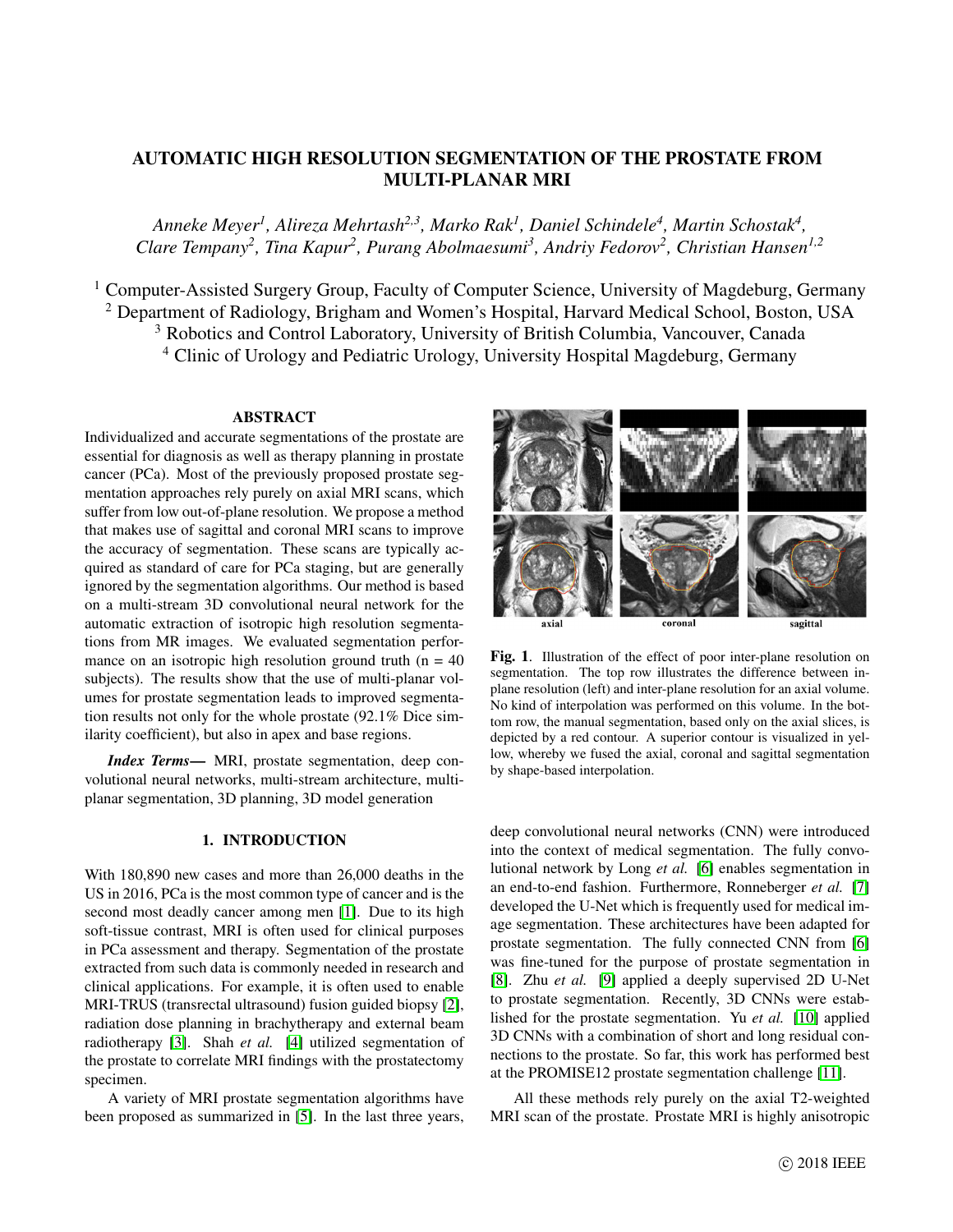# AUTOMATIC HIGH RESOLUTION SEGMENTATION OF THE PROSTATE FROM MULTI-PLANAR MRI

*Anneke Meyer[1], Alireza Mehrtash[2,3], Marko Rak[1], Daniel Schindele[4], Martin Schostak[4], Clare Tempany[2], Tina Kapur[2], Purang Abolmaesumi[3], Andriy Fedorov[2], Christian Hansen[1,2]*

[1] Computer-Assisted Surgery Group, Faculty of Computer Science, University of Magdeburg, Germany
[2] Department of Radiology, Brigham and Women's Hospital, Harvard Medical School, Boston, USA
[3] Robotics and Control Laboratory, University of British Columbia, Vancouver, Canada
[4] Clinic of Urology and Pediatric Urology, University Hospital Magdeburg, Germany

## ABSTRACT

Individualized and accurate segmentations of the prostate are essential for diagnosis as well as therapy planning in prostate cancer (PCa). Most of the previously proposed prostate segmentation approaches rely purely on axial MRI scans, which suffer from low out-of-plane resolution. We propose a method that makes use of sagittal and coronal MRI scans to improve the accuracy of segmentation. These scans are typically acquired as standard of care for PCa staging, but are generally ignored by the segmentation algorithms. Our method is based on a multi-stream 3D convolutional neural network for the automatic extraction of isotropic high resolution segmentations from MR images. We evaluated segmentation performance on an isotropic high resolution ground truth (n = 40 subjects). The results show that the use of multi-planar volumes for prostate segmentation leads to improved segmentation results not only for the whole prostate (92.1% Dice similarity coefficient), but also in apex and base regions.

***Index Terms***— MRI, prostate segmentation, deep convolutional neural networks, multi-stream architecture, multi-planar segmentation, 3D planning, 3D model generation

**Fig. 1**. Illustration of the effect of poor inter-plane resolution on segmentation. The top row illustrates the difference between in-plane resolution (left) and inter-plane resolution for an axial volume. No kind of interpolation was performed on this volume. In the bottom row, the manual segmentation, based only on the axial slices, is depicted by a red contour. A superior contour is visualized in yellow, whereby we fused the axial, coronal and sagittal segmentation by shape-based interpolation.

## 1. INTRODUCTION

With 180,890 new cases and more than 26,000 deaths in the US in 2016, PCa is the most common type of cancer and is the second most deadly cancer among men [1]. Due to its high soft-tissue contrast, MRI is often used for clinical purposes in PCa assessment and therapy. Segmentation of the prostate extracted from such data is commonly needed in research and clinical applications. For example, it is often used to enable MRI-TRUS (transrectal ultrasound) fusion guided biopsy [2], radiation dose planning in brachytherapy and external beam radiotherapy [3]. Shah *et al.* [4] utilized segmentation of the prostate to correlate MRI findings with the prostatectomy specimen.

A variety of MRI prostate segmentation algorithms have been proposed as summarized in [5]. In the last three years, deep convolutional neural networks (CNN) were introduced into the context of medical segmentation. The fully convolutional network by Long *et al.* [6] enables segmentation in an end-to-end fashion. Furthermore, Ronneberger *et al.* [7] developed the U-Net which is frequently used for medical image segmentation. These architectures have been adapted for prostate segmentation. The fully connected CNN from [6] was fine-tuned for the purpose of prostate segmentation in [8]. Zhu *et al.* [9] applied a deeply supervised 2D U-Net to prostate segmentation. Recently, 3D CNNs were established for the prostate segmentation. Yu *et al.* [10] applied 3D CNNs with a combination of short and long residual connections to the prostate. So far, this work has performed best at the PROMISE12 prostate segmentation challenge [11].

All these methods rely purely on the axial T2-weighted MRI scan of the prostate. Prostate MRI is highly anisotropic

© 2018 IEEE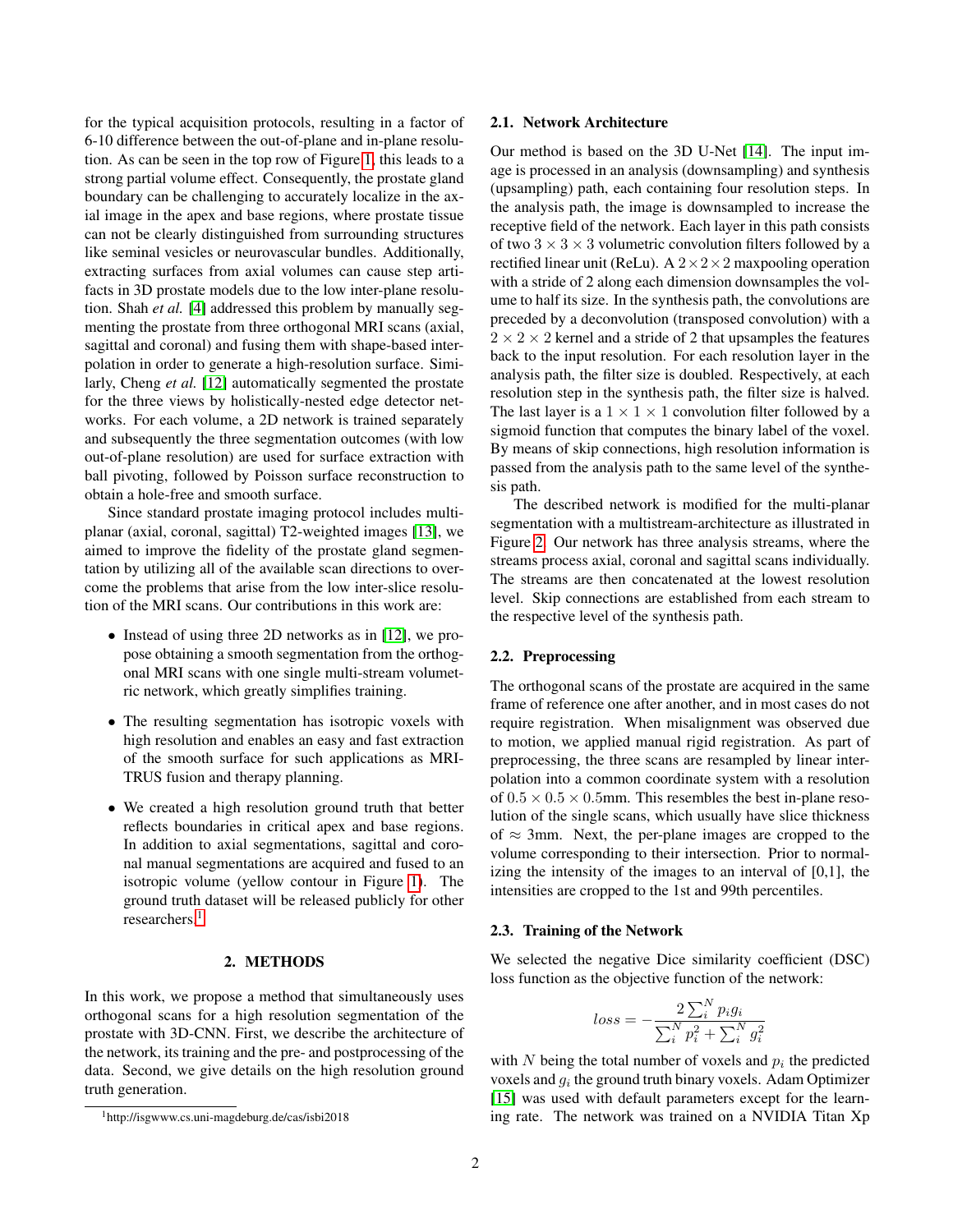for the typical acquisition protocols, resulting in a factor of 6-10 difference between the out-of-plane and in-plane resolution. As can be seen in the top row of Figure 1, this leads to a strong partial volume effect. Consequently, the prostate gland boundary can be challenging to accurately localize in the axial image in the apex and base regions, where prostate tissue can not be clearly distinguished from surrounding structures like seminal vesicles or neurovascular bundles. Additionally, extracting surfaces from axial volumes can cause step artifacts in 3D prostate models due to the low inter-plane resolution. Shah *et al.* [4] addressed this problem by manually segmenting the prostate from three orthogonal MRI scans (axial, sagittal and coronal) and fusing them with shape-based interpolation in order to generate a high-resolution surface. Similarly, Cheng *et al.* [12] automatically segmented the prostate for the three views by holistically-nested edge detector networks. For each volume, a 2D network is trained separately and subsequently the three segmentation outcomes (with low out-of-plane resolution) are used for surface extraction with ball pivoting, followed by Poisson surface reconstruction to obtain a hole-free and smooth surface.

Since standard prostate imaging protocol includes multi-planar (axial, coronal, sagittal) T2-weighted images [13], we aimed to improve the fidelity of the prostate gland segmentation by utilizing all of the available scan directions to overcome the problems that arise from the low inter-slice resolution of the MRI scans. Our contributions in this work are:

- Instead of using three 2D networks as in [12], we propose obtaining a smooth segmentation from the orthogonal MRI scans with one single multi-stream volumetric network, which greatly simplifies training.
- The resulting segmentation has isotropic voxels with high resolution and enables an easy and fast extraction of the smooth surface for such applications as MRI-TRUS fusion and therapy planning.
- We created a high resolution ground truth that better reflects boundaries in critical apex and base regions. In addition to axial segmentations, sagittal and coronal manual segmentations are acquired and fused to an isotropic volume (yellow contour in Figure 1). The ground truth dataset will be released publicly for other researchers.[1]

## 2. METHODS

In this work, we propose a method that simultaneously uses orthogonal scans for a high resolution segmentation of the prostate with 3D-CNN. First, we describe the architecture of the network, its training and the pre- and postprocessing of the data. Second, we give details on the high resolution ground truth generation.

[1] http://isgwww.cs.uni-magdeburg.de/cas/isbi2018

### 2.1. Network Architecture

Our method is based on the 3D U-Net [14]. The input image is processed in an analysis (downsampling) and synthesis (upsampling) path, each containing four resolution steps. In the analysis path, the image is downsampled to increase the receptive field of the network. Each layer in this path consists of two $3 \times 3 \times 3$ volumetric convolution filters followed by a rectified linear unit (ReLu). A $2 \times 2 \times 2$ maxpooling operation with a stride of 2 along each dimension downsamples the volume to half its size. In the synthesis path, the convolutions are preceded by a deconvolution (transposed convolution) with a $2 \times 2 \times 2$ kernel and a stride of 2 that upsamples the features back to the input resolution. For each resolution layer in the analysis path, the filter size is doubled. Respectively, at each resolution step in the synthesis path, the filter size is halved. The last layer is a $1 \times 1 \times 1$ convolution filter followed by a sigmoid function that computes the binary label of the voxel. By means of skip connections, high resolution information is passed from the analysis path to the same level of the synthesis path.

The described network is modified for the multi-planar segmentation with a multistream-architecture as illustrated in Figure 2. Our network has three analysis streams, where the streams process axial, coronal and sagittal scans individually. The streams are then concatenated at the lowest resolution level. Skip connections are established from each stream to the respective level of the synthesis path.

### 2.2. Preprocessing

The orthogonal scans of the prostate are acquired in the same frame of reference one after another, and in most cases do not require registration. When misalignment was observed due to motion, we applied manual rigid registration. As part of preprocessing, the three scans are resampled by linear interpolation into a common coordinate system with a resolution of $0.5 \times 0.5 \times 0.5$mm. This resembles the best in-plane resolution of the single scans, which usually have slice thickness of $\approx$ 3mm. Next, the per-plane images are cropped to the volume corresponding to their intersection. Prior to normalizing the intensity of the images to an interval of [0,1], the intensities are cropped to the 1st and 99th percentiles.

### 2.3. Training of the Network

We selected the negative Dice similarity coefficient (DSC) loss function as the objective function of the network:

$$loss = -\frac{2\sum_i^N p_i g_i}{\sum_i^N p_i^2 + \sum_i^N g_i^2}$$

with $N$ being the total number of voxels and $p_i$ the predicted voxels and $g_i$ the ground truth binary voxels. Adam Optimizer [15] was used with default parameters except for the learning rate. The network was trained on a NVIDIA Titan Xp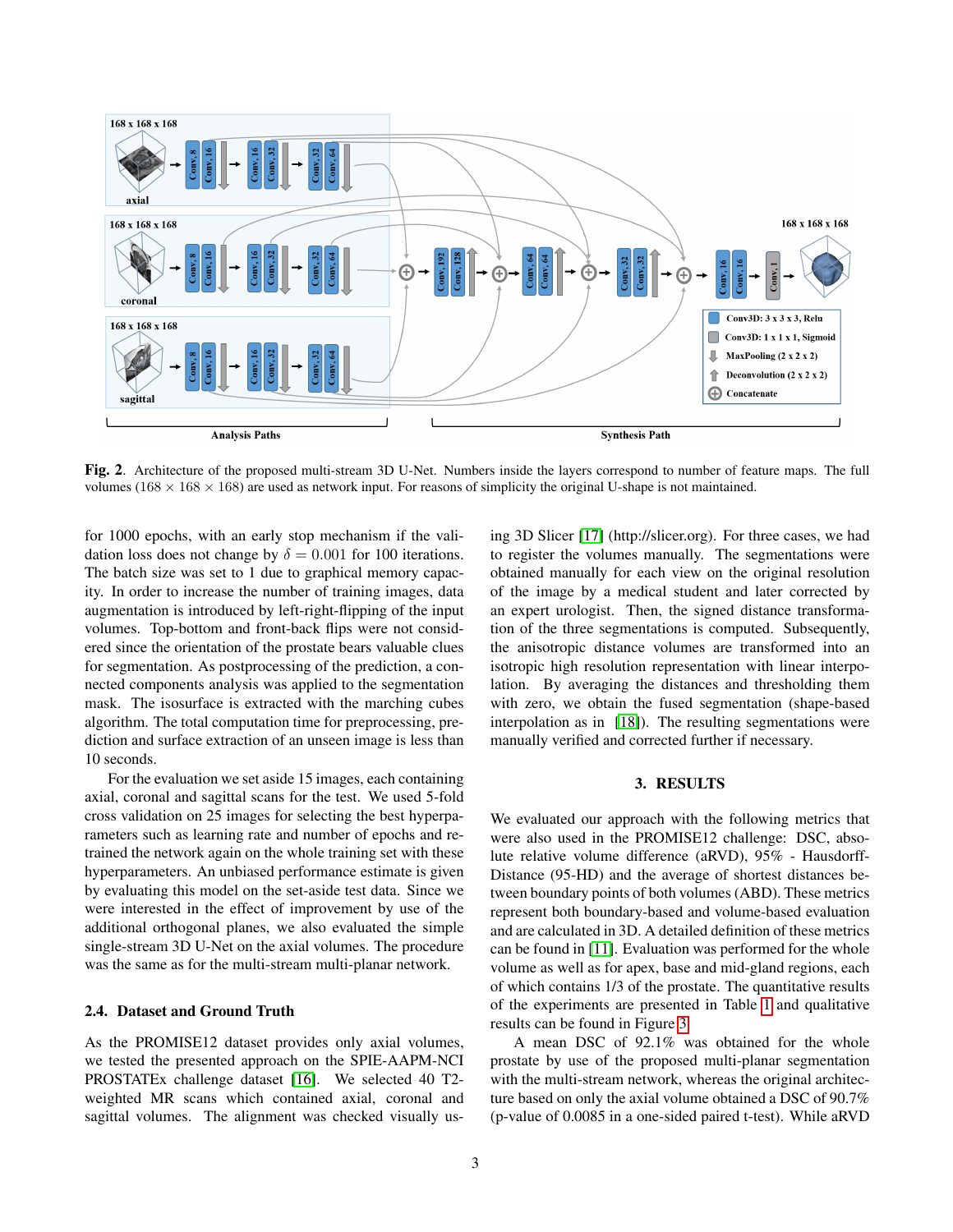**Fig. 2**. Architecture of the proposed multi-stream 3D U-Net. Numbers inside the layers correspond to number of feature maps. The full volumes (168 × 168 × 168) are used as network input. For reasons of simplicity the original U-shape is not maintained.

for 1000 epochs, with an early stop mechanism if the validation loss does not change by $\delta = 0.001$ for 100 iterations. The batch size was set to 1 due to graphical memory capacity. In order to increase the number of training images, data augmentation is introduced by left-right-flipping of the input volumes. Top-bottom and front-back flips were not considered since the orientation of the prostate bears valuable clues for segmentation. As postprocessing of the prediction, a connected components analysis was applied to the segmentation mask. The isosurface is extracted with the marching cubes algorithm. The total computation time for preprocessing, prediction and surface extraction of an unseen image is less than 10 seconds.

For the evaluation we set aside 15 images, each containing axial, coronal and sagittal scans for the test. We used 5-fold cross validation on 25 images for selecting the best hyperparameters such as learning rate and number of epochs and retrained the network again on the whole training set with these hyperparameters. An unbiased performance estimate is given by evaluating this model on the set-aside test data. Since we were interested in the effect of improvement by use of the additional orthogonal planes, we also evaluated the simple single-stream 3D U-Net on the axial volumes. The procedure was the same as for the multi-stream multi-planar network.

### 2.4. Dataset and Ground Truth

As the PROMISE12 dataset provides only axial volumes, we tested the presented approach on the SPIE-AAPM-NCI PROSTATEx challenge dataset [16]. We selected 40 T2-weighted MR scans which contained axial, coronal and sagittal volumes. The alignment was checked visually using 3D Slicer [17] (http://slicer.org). For three cases, we had to register the volumes manually. The segmentations were obtained manually for each view on the original resolution of the image by a medical student and later corrected by an expert urologist. Then, the signed distance transformation of the three segmentations is computed. Subsequently, the anisotropic distance volumes are transformed into an isotropic high resolution representation with linear interpolation. By averaging the distances and thresholding them with zero, we obtain the fused segmentation (shape-based interpolation as in [18]). The resulting segmentations were manually verified and corrected further if necessary.

## 3. RESULTS

We evaluated our approach with the following metrics that were also used in the PROMISE12 challenge: DSC, absolute relative volume difference (aRVD), 95% - Hausdorff-Distance (95-HD) and the average of shortest distances between boundary points of both volumes (ABD). These metrics represent both boundary-based and volume-based evaluation and are calculated in 3D. A detailed definition of these metrics can be found in [11]. Evaluation was performed for the whole volume as well as for apex, base and mid-gland regions, each of which contains 1/3 of the prostate. The quantitative results of the experiments are presented in Table 1 and qualitative results can be found in Figure 3.

A mean DSC of 92.1% was obtained for the whole prostate by use of the proposed multi-planar segmentation with the multi-stream network, whereas the original architecture based on only the axial volume obtained a DSC of 90.7% (p-value of 0.0085 in a one-sided paired t-test). While aRVD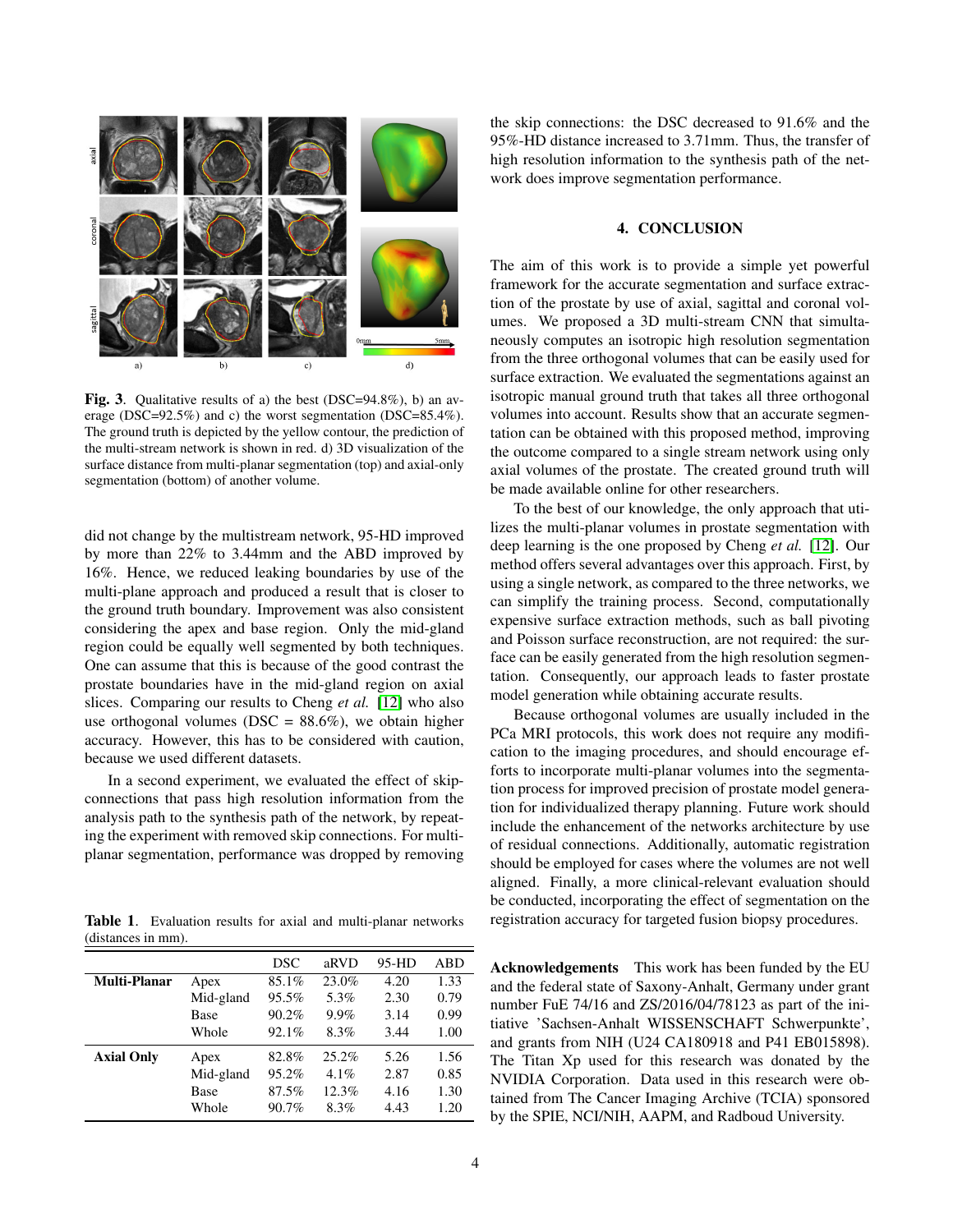**Fig. 3**. Qualitative results of a) the best (DSC=94.8%), b) an average (DSC=92.5%) and c) the worst segmentation (DSC=85.4%). The ground truth is depicted by the yellow contour, the prediction of the multi-stream network is shown in red. d) 3D visualization of the surface distance from multi-planar segmentation (top) and axial-only segmentation (bottom) of another volume.

did not change by the multistream network, 95-HD improved by more than 22% to 3.44mm and the ABD improved by 16%. Hence, we reduced leaking boundaries by use of the multi-plane approach and produced a result that is closer to the ground truth boundary. Improvement was also consistent considering the apex and base region. Only the mid-gland region could be equally well segmented by both techniques. One can assume that this is because of the good contrast the prostate boundaries have in the mid-gland region on axial slices. Comparing our results to Cheng *et al.* [12] who also use orthogonal volumes (DSC = 88.6%), we obtain higher accuracy. However, this has to be considered with caution, because we used different datasets.

In a second experiment, we evaluated the effect of skip-connections that pass high resolution information from the analysis path to the synthesis path of the network, by repeating the experiment with removed skip connections. For multi-planar segmentation, performance was dropped by removing the skip connections: the DSC decreased to 91.6% and the 95%-HD distance increased to 3.71mm. Thus, the transfer of high resolution information to the synthesis path of the network does improve segmentation performance.

**Table 1**. Evaluation results for axial and multi-planar networks (distances in mm).

| | | DSC | aRVD | 95-HD | ABD |
|---|---|---|---|---|---|
| **Multi-Planar** | Apex | 85.1% | 23.0% | 4.20 | 1.33 |
| | Mid-gland | 95.5% | 5.3% | 2.30 | 0.79 |
| | Base | 90.2% | 9.9% | 3.14 | 0.99 |
| | Whole | 92.1% | 8.3% | 3.44 | 1.00 |
| **Axial Only** | Apex | 82.8% | 25.2% | 5.26 | 1.56 |
| | Mid-gland | 95.2% | 4.1% | 2.87 | 0.85 |
| | Base | 87.5% | 12.3% | 4.16 | 1.30 |
| | Whole | 90.7% | 8.3% | 4.43 | 1.20 |

## 4. CONCLUSION

The aim of this work is to provide a simple yet powerful framework for the accurate segmentation and surface extraction of the prostate by use of axial, sagittal and coronal volumes. We proposed a 3D multi-stream CNN that simultaneously computes an isotropic high resolution segmentation from the three orthogonal volumes that can be easily used for surface extraction. We evaluated the segmentations against an isotropic manual ground truth that takes all three orthogonal volumes into account. Results show that an accurate segmentation can be obtained with this proposed method, improving the outcome compared to a single stream network using only axial volumes of the prostate. The created ground truth will be made available online for other researchers.

To the best of our knowledge, the only approach that utilizes the multi-planar volumes in prostate segmentation with deep learning is the one proposed by Cheng *et al.* [12]. Our method offers several advantages over this approach. First, by using a single network, as compared to the three networks, we can simplify the training process. Second, computationally expensive surface extraction methods, such as ball pivoting and Poisson surface reconstruction, are not required: the surface can be easily generated from the high resolution segmentation. Consequently, our approach leads to faster prostate model generation while obtaining accurate results.

Because orthogonal volumes are usually included in the PCa MRI protocols, this work does not require any modification to the imaging procedures, and should encourage efforts to incorporate multi-planar volumes into the segmentation process for improved precision of prostate model generation for individualized therapy planning. Future work should include the enhancement of the networks architecture by use of residual connections. Additionally, automatic registration should be employed for cases where the volumes are not well aligned. Finally, a more clinical-relevant evaluation should be conducted, incorporating the effect of segmentation on the registration accuracy for targeted fusion biopsy procedures.

**Acknowledgements** This work has been funded by the EU and the federal state of Saxony-Anhalt, Germany under grant number FuE 74/16 and ZS/2016/04/78123 as part of the initiative 'Sachsen-Anhalt WISSENSCHAFT Schwerpunkte', and grants from NIH (U24 CA180918 and P41 EB015898). The Titan Xp used for this research was donated by the NVIDIA Corporation. Data used in this research were obtained from The Cancer Imaging Archive (TCIA) sponsored by the SPIE, NCI/NIH, AAPM, and Radboud University.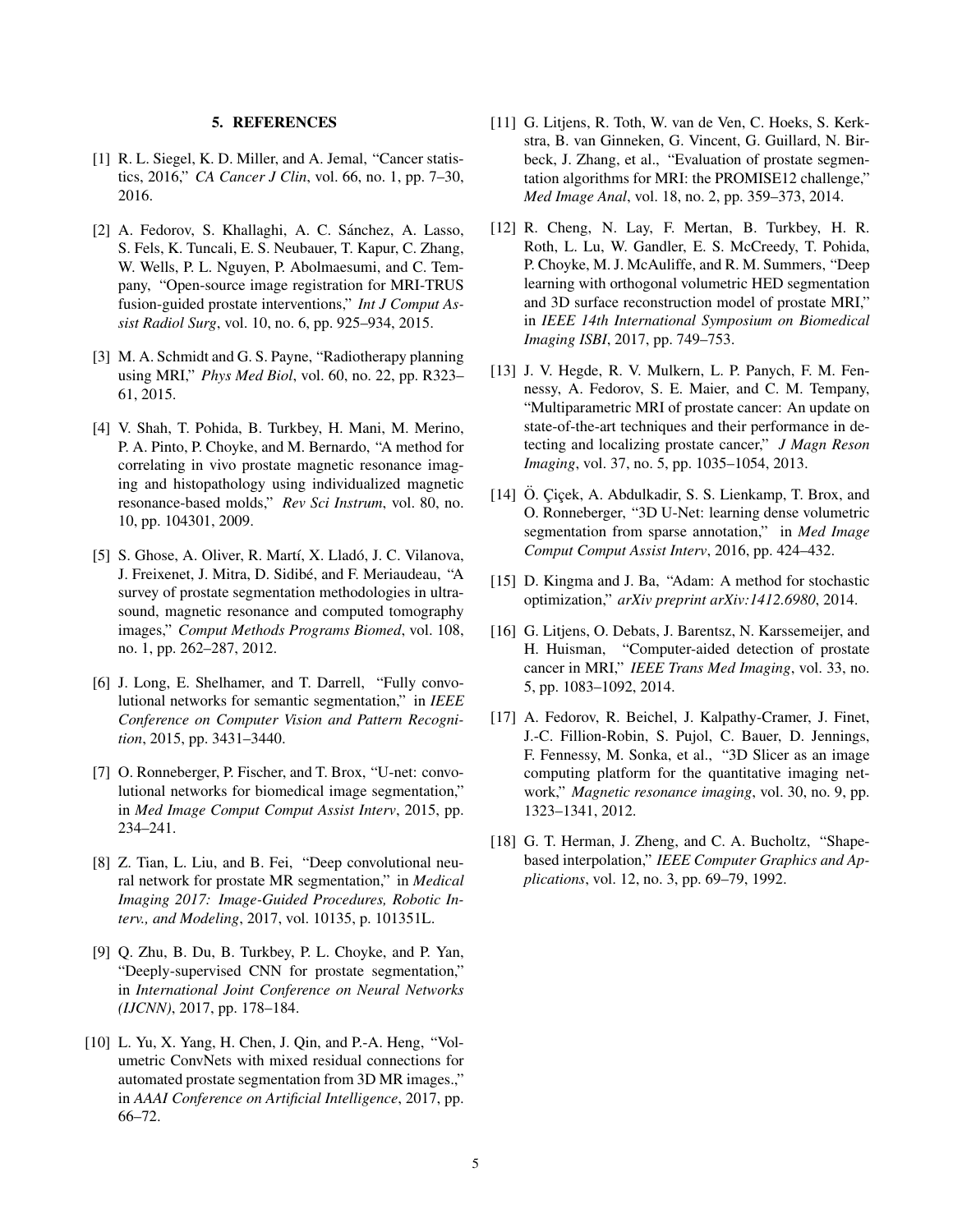## 5. REFERENCES

[1] R. L. Siegel, K. D. Miller, and A. Jemal, "Cancer statistics, 2016," *CA Cancer J Clin*, vol. 66, no. 1, pp. 7–30, 2016.

[2] A. Fedorov, S. Khallaghi, A. C. Sánchez, A. Lasso, S. Fels, K. Tuncali, E. S. Neubauer, T. Kapur, C. Zhang, W. Wells, P. L. Nguyen, P. Abolmaesumi, and C. Tempany, "Open-source image registration for MRI-TRUS fusion-guided prostate interventions," *Int J Comput Assist Radiol Surg*, vol. 10, no. 6, pp. 925–934, 2015.

[3] M. A. Schmidt and G. S. Payne, "Radiotherapy planning using MRI," *Phys Med Biol*, vol. 60, no. 22, pp. R323–61, 2015.

[4] V. Shah, T. Pohida, B. Turkbey, H. Mani, M. Merino, P. A. Pinto, P. Choyke, and M. Bernardo, "A method for correlating in vivo prostate magnetic resonance imaging and histopathology using individualized magnetic resonance-based molds," *Rev Sci Instrum*, vol. 80, no. 10, pp. 104301, 2009.

[5] S. Ghose, A. Oliver, R. Martí, X. Lladó, J. C. Vilanova, J. Freixenet, J. Mitra, D. Sidibé, and F. Meriaudeau, "A survey of prostate segmentation methodologies in ultrasound, magnetic resonance and computed tomography images," *Comput Methods Programs Biomed*, vol. 108, no. 1, pp. 262–287, 2012.

[6] J. Long, E. Shelhamer, and T. Darrell, "Fully convolutional networks for semantic segmentation," in *IEEE Conference on Computer Vision and Pattern Recognition*, 2015, pp. 3431–3440.

[7] O. Ronneberger, P. Fischer, and T. Brox, "U-net: convolutional networks for biomedical image segmentation," in *Med Image Comput Comput Assist Interv*, 2015, pp. 234–241.

[8] Z. Tian, L. Liu, and B. Fei, "Deep convolutional neural network for prostate MR segmentation," in *Medical Imaging 2017: Image-Guided Procedures, Robotic Interv., and Modeling*, 2017, vol. 10135, p. 101351L.

[9] Q. Zhu, B. Du, B. Turkbey, P. L. Choyke, and P. Yan, "Deeply-supervised CNN for prostate segmentation," in *International Joint Conference on Neural Networks (IJCNN)*, 2017, pp. 178–184.

[10] L. Yu, X. Yang, H. Chen, J. Qin, and P.-A. Heng, "Volumetric ConvNets with mixed residual connections for automated prostate segmentation from 3D MR images.," in *AAAI Conference on Artificial Intelligence*, 2017, pp. 66–72.

[11] G. Litjens, R. Toth, W. van de Ven, C. Hoeks, S. Kerkstra, B. van Ginneken, G. Vincent, G. Guillard, N. Birbeck, J. Zhang, et al., "Evaluation of prostate segmentation algorithms for MRI: the PROMISE12 challenge," *Med Image Anal*, vol. 18, no. 2, pp. 359–373, 2014.

[12] R. Cheng, N. Lay, F. Mertan, B. Turkbey, H. R. Roth, L. Lu, W. Gandler, E. S. McCreedy, T. Pohida, P. Choyke, M. J. McAuliffe, and R. M. Summers, "Deep learning with orthogonal volumetric HED segmentation and 3D surface reconstruction model of prostate MRI," in *IEEE 14th International Symposium on Biomedical Imaging ISBI*, 2017, pp. 749–753.

[13] J. V. Hegde, R. V. Mulkern, L. P. Panych, F. M. Fennessy, A. Fedorov, S. E. Maier, and C. M. Tempany, "Multiparametric MRI of prostate cancer: An update on state-of-the-art techniques and their performance in detecting and localizing prostate cancer," *J Magn Reson Imaging*, vol. 37, no. 5, pp. 1035–1054, 2013.

[14] Ö. Çiçek, A. Abdulkadir, S. S. Lienkamp, T. Brox, and O. Ronneberger, "3D U-Net: learning dense volumetric segmentation from sparse annotation," in *Med Image Comput Comput Assist Interv*, 2016, pp. 424–432.

[15] D. Kingma and J. Ba, "Adam: A method for stochastic optimization," *arXiv preprint arXiv:1412.6980*, 2014.

[16] G. Litjens, O. Debats, J. Barentsz, N. Karssemeijer, and H. Huisman, "Computer-aided detection of prostate cancer in MRI," *IEEE Trans Med Imaging*, vol. 33, no. 5, pp. 1083–1092, 2014.

[17] A. Fedorov, R. Beichel, J. Kalpathy-Cramer, J. Finet, J.-C. Fillion-Robin, S. Pujol, C. Bauer, D. Jennings, F. Fennessy, M. Sonka, et al., "3D Slicer as an image computing platform for the quantitative imaging network," *Magnetic resonance imaging*, vol. 30, no. 9, pp. 1323–1341, 2012.

[18] G. T. Herman, J. Zheng, and C. A. Bucholtz, "Shape-based interpolation," *IEEE Computer Graphics and Applications*, vol. 12, no. 3, pp. 69–79, 1992.